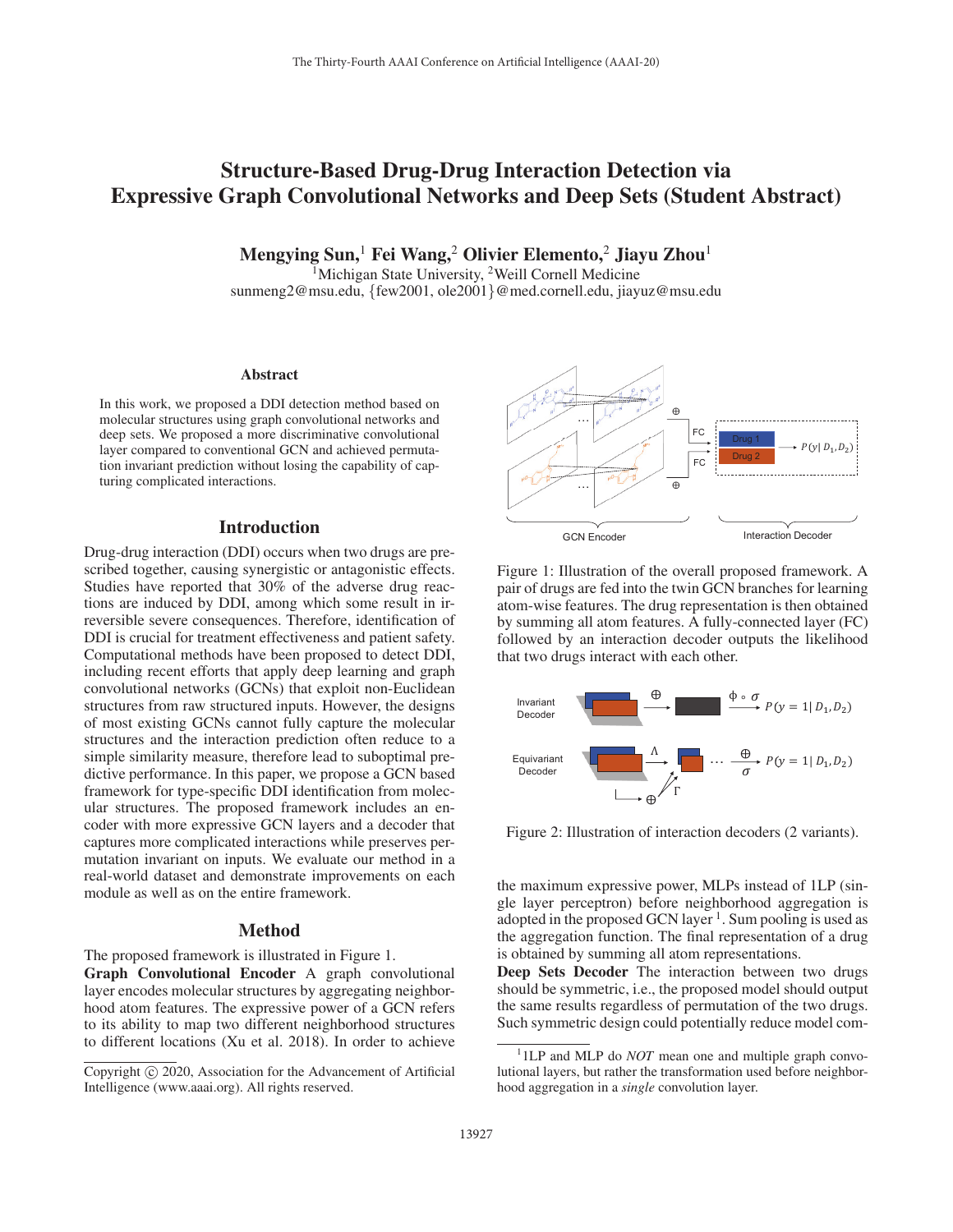# Structure-Based Drug-Drug Interaction Detection via Expressive Graph Convolutional Networks and Deep Sets (Student Abstract)

**Mengying Sun,[1] Fei Wang,[2] Olivier Elemento,[2] Jiayu Zhou[1]**

[1]Michigan State University, [2]Weill Cornell Medicine

sunmeng2@msu.edu, {few2001, ole2001}@med.cornell.edu, jiayuz@msu.edu

## Abstract

In this work, we proposed a DDI detection method based on molecular structures using graph convolutional networks and deep sets. We proposed a more discriminative convolutional layer compared to conventional GCN and achieved permutation invariant prediction without losing the capability of capturing complicated interactions.

## Introduction

Drug-drug interaction (DDI) occurs when two drugs are prescribed together, causing synergistic or antagonistic effects. Studies have reported that 30% of the adverse drug reactions are induced by DDI, among which some result in irreversible severe consequences. Therefore, identification of DDI is crucial for treatment effectiveness and patient safety. Computational methods have been proposed to detect DDI, including recent efforts that apply deep learning and graph convolutional networks (GCNs) that exploit non-Euclidean structures from raw structured inputs. However, the designs of most existing GCNs cannot fully capture the molecular structures and the interaction prediction often reduce to a simple similarity measure, therefore lead to suboptimal predictive performance. In this paper, we propose a GCN based framework for type-specific DDI identification from molecular structures. The proposed framework includes an encoder with more expressive GCN layers and a decoder that captures more complicated interactions while preserves permutation invariant on inputs. We evaluate our method in a real-world dataset and demonstrate improvements on each module as well as on the entire framework.

## Method

The proposed framework is illustrated in Figure 1.

**Graph Convolutional Encoder** A graph convolutional layer encodes molecular structures by aggregating neighborhood atom features. The expressive power of a GCN refers to its ability to map two different neighborhood structures to different locations (Xu et al. 2018). In order to achieve the maximum expressive power, MLPs instead of 1LP (single layer perceptron) before neighborhood aggregation is adopted in the proposed GCN layer [1]. Sum pooling is used as the aggregation function. The final representation of a drug is obtained by summing all atom representations.

**Deep Sets Decoder** The interaction between two drugs should be symmetric, i.e., the proposed model should output the same results regardless of permutation of the two drugs. Such symmetric design could potentially reduce model com-

Figure 1: Illustration of the overall proposed framework. A pair of drugs are fed into the twin GCN branches for learning atom-wise features. The drug representation is then obtained by summing all atom features. A fully-connected layer (FC) followed by an interaction decoder outputs the likelihood that two drugs interact with each other.

Figure 2: Illustration of interaction decoders (2 variants).

[1] 1LP and MLP do *NOT* mean one and multiple graph convolutional layers, but rather the transformation used before neighborhood aggregation in a *single* convolution layer.

Copyright © 2020, Association for the Advancement of Artificial Intelligence (www.aaai.org). All rights reserved.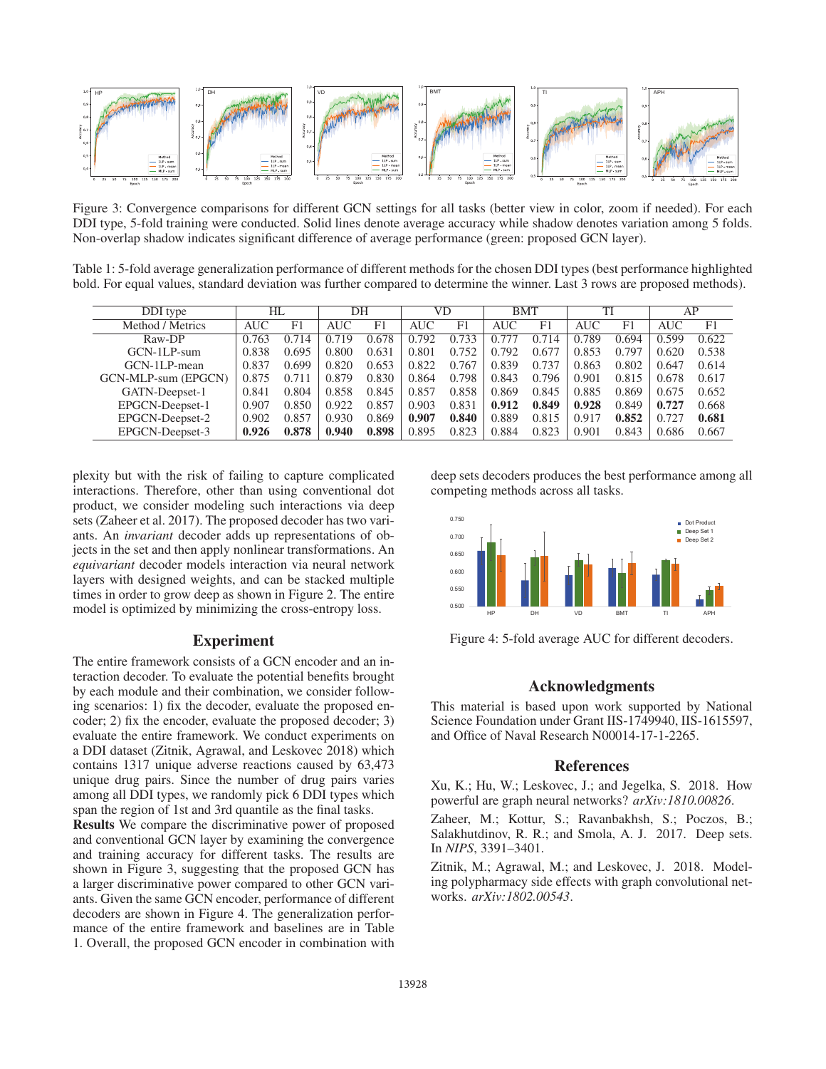HP

DH

VD

BMT

TI

APH

Figure 3: Convergence comparisons for different GCN settings for all tasks (better view in color, zoom if needed). For each DDI type, 5-fold training were conducted. Solid lines denote average accuracy while shadow denotes variation among 5 folds. Non-overlap shadow indicates significant difference of average performance (green: proposed GCN layer).

Table 1: 5-fold average generalization performance of different methods for the chosen DDI types (best performance highlighted bold. For equal values, standard deviation was further compared to determine the winner. Last 3 rows are proposed methods).

| DDI type | HL | | DH | | VD | | BMT | | TI | | AP | |
|---|---|---|---|---|---|---|---|---|---|---|---|---|
| Method / Metrics | AUC | F1 | AUC | F1 | AUC | F1 | AUC | F1 | AUC | F1 | AUC | F1 |
| Raw-DP | 0.763 | 0.714 | 0.719 | 0.678 | 0.792 | 0.733 | 0.777 | 0.714 | 0.789 | 0.694 | 0.599 | 0.622 |
| GCN-1LP-sum | 0.838 | 0.695 | 0.800 | 0.631 | 0.801 | 0.752 | 0.792 | 0.677 | 0.853 | 0.797 | 0.620 | 0.538 |
| GCN-1LP-mean | 0.837 | 0.699 | 0.820 | 0.653 | 0.822 | 0.767 | 0.839 | 0.737 | 0.863 | 0.802 | 0.647 | 0.614 |
| GCN-MLP-sum (EPGCN) | 0.875 | 0.711 | 0.879 | 0.830 | 0.864 | 0.798 | 0.843 | 0.796 | 0.901 | 0.815 | 0.678 | 0.617 |
| GATN-Deepset-1 | 0.841 | 0.804 | 0.858 | 0.845 | 0.857 | 0.858 | 0.869 | 0.845 | 0.885 | 0.869 | 0.675 | 0.652 |
| EPGCN-Deepset-1 | 0.907 | 0.850 | 0.922 | 0.857 | 0.903 | 0.831 | **0.912** | **0.849** | **0.928** | 0.849 | **0.727** | 0.668 |
| EPGCN-Deepset-2 | 0.902 | 0.857 | 0.930 | 0.869 | **0.907** | **0.840** | 0.889 | 0.815 | 0.917 | **0.852** | 0.727 | **0.681** |
| EPGCN-Deepset-3 | **0.926** | **0.878** | **0.940** | **0.898** | 0.895 | 0.823 | 0.884 | 0.823 | 0.901 | 0.843 | 0.686 | 0.667 |

plexity but with the risk of failing to capture complicated interactions. Therefore, other than using conventional dot product, we consider modeling such interactions via deep sets (Zaheer et al. 2017). The proposed decoder has two variants. An *invariant* decoder adds up representations of objects in the set and then apply nonlinear transformations. An *equivariant* decoder models interaction via neural network layers with designed weights, and can be stacked multiple times in order to grow deep as shown in Figure 2. The entire model is optimized by minimizing the cross-entropy loss.

## Experiment

The entire framework consists of a GCN encoder and an interaction decoder. To evaluate the potential benefits brought by each module and their combination, we consider following scenarios: 1) fix the decoder, evaluate the proposed encoder; 2) fix the encoder, evaluate the proposed decoder; 3) evaluate the entire framework. We conduct experiments on a DDI dataset (Zitnik, Agrawal, and Leskovec 2018) which contains 1317 unique adverse reactions caused by 63,473 unique drug pairs. Since the number of drug pairs varies among all DDI types, we randomly pick 6 DDI types which span the region of 1st and 3rd quantile as the final tasks.

**Results** We compare the discriminative power of proposed and conventional GCN layer by examining the convergence and training accuracy for different tasks. The results are shown in Figure 3, suggesting that the proposed GCN has a larger discriminative power compared to other GCN variants. Given the same GCN encoder, performance of different decoders are shown in Figure 4. The generalization performance of the entire framework and baselines are in Table 1. Overall, the proposed GCN encoder in combination with deep sets decoders produces the best performance among all competing methods across all tasks.

Dot Product
Deep Set 1
Deep Set 2

HP DH VD BMT TI APH

Figure 4: 5-fold average AUC for different decoders.

## Acknowledgments

This material is based upon work supported by National Science Foundation under Grant IIS-1749940, IIS-1615597, and Office of Naval Research N00014-17-1-2265.

## References

Xu, K.; Hu, W.; Leskovec, J.; and Jegelka, S. 2018. How powerful are graph neural networks? *arXiv:1810.00826*.

Zaheer, M.; Kottur, S.; Ravanbakhsh, S.; Poczos, B.; Salakhutdinov, R. R.; and Smola, A. J. 2017. Deep sets. In *NIPS*, 3391–3401.

Zitnik, M.; Agrawal, M.; and Leskovec, J. 2018. Modeling polypharmacy side effects with graph convolutional networks. *arXiv:1802.00543*.